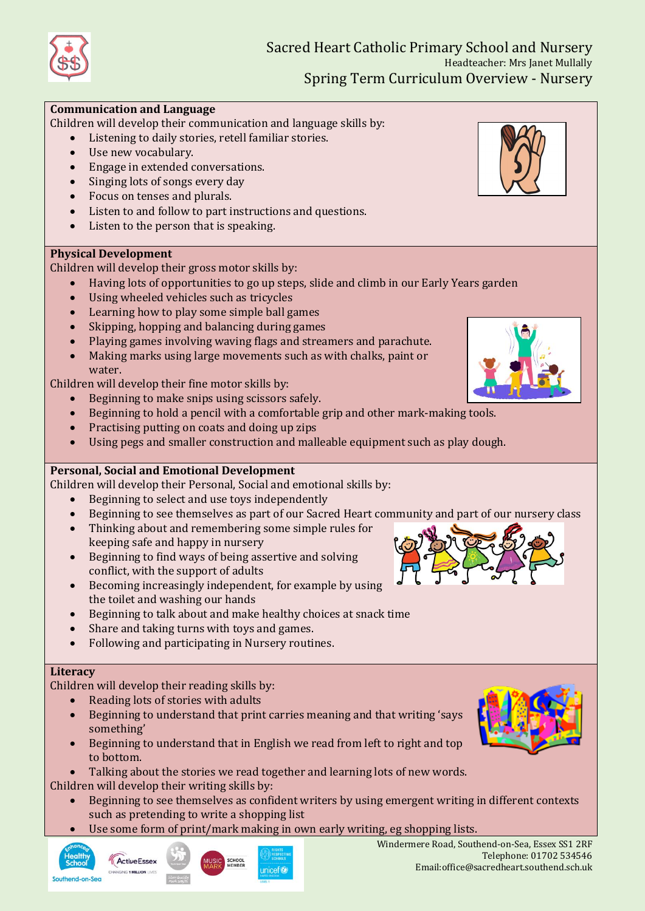# Sacred Heart Catholic Primary School and Nursery

Headteacher: Mrs Janet Mullally

## Spring Term Curriculum Overview - Nursery

### Communication and Language

Children will develop their communication and language skills by:

- Listening to daily stories, retell familiar stories.
- Use new vocabulary.
- Engage in extended conversations.
- Singing lots of songs every day
- Focus on tenses and plurals.
- Listen to and follow to part instructions and questions.
- Listen to the person that is speaking.

### Physical Development

Children will develop their gross motor skills by:

- Having lots of opportunities to go up steps, slide and climb in our Early Years garden
- Using wheeled vehicles such as tricycles
- Learning how to play some simple ball games
- Skipping, hopping and balancing during games
- Playing games involving waving flags and streamers and parachute.
- Making marks using large movements such as with chalks, paint or water.

Children will develop their fine motor skills by:

- Beginning to make snips using scissors safely.
- Beginning to hold a pencil with a comfortable grip and other mark-making tools.
- Practising putting on coats and doing up zips
- Using pegs and smaller construction and malleable equipment such as play dough.

### Personal, Social and Emotional Development

Children will develop their Personal, Social and emotional skills by:

- Beginning to select and use toys independently
- Beginning to see themselves as part of our Sacred Heart community and part of our nursery class
- Thinking about and remembering some simple rules for keeping safe and happy in nursery
- Beginning to find ways of being assertive and solving conflict, with the support of adults
- Becoming increasingly independent, for example by using the toilet and washing our hands
- Beginning to talk about and make healthy choices at snack time
- Share and taking turns with toys and games.
- Following and participating in Nursery routines.

### Literacy

Children will develop their reading skills by:

- Reading lots of stories with adults
- Beginning to understand that print carries meaning and that writing 'says something'
- Beginning to understand that in English we read from left to right and top to bottom.
- Talking about the stories we read together and learning lots of new words.

Children will develop their writing skills by:

- Beginning to see themselves as confident writers by using emergent writing in different contexts such as pretending to write a shopping list
- Use some form of print/mark making in own early writing, eg shopping lists.

Windermere Road, Southend-on-Sea, Essex SS1 2RF
Telephone: 01702 534546
Email: office@sacredheart.southend.sch.uk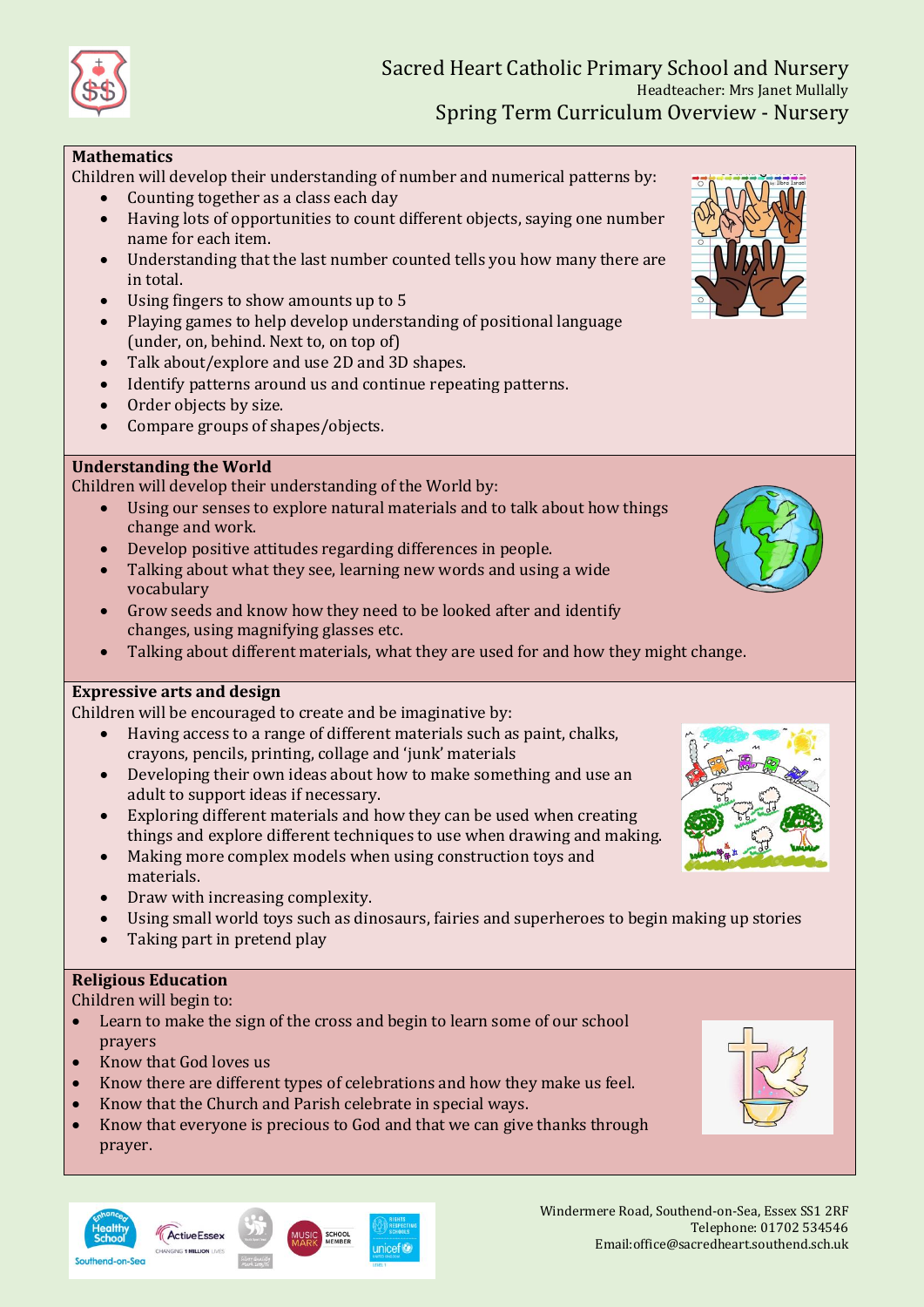# Sacred Heart Catholic Primary School and Nursery

Headteacher: Mrs Janet Mullally

## Spring Term Curriculum Overview - Nursery

**Mathematics**

Children will develop their understanding of number and numerical patterns by:

- Counting together as a class each day
- Having lots of opportunities to count different objects, saying one number name for each item.
- Understanding that the last number counted tells you how many there are in total.
- Using fingers to show amounts up to 5
- Playing games to help develop understanding of positional language (under, on, behind. Next to, on top of)
- Talk about/explore and use 2D and 3D shapes.
- Identify patterns around us and continue repeating patterns.
- Order objects by size.
- Compare groups of shapes/objects.

**Understanding the World**

Children will develop their understanding of the World by:

- Using our senses to explore natural materials and to talk about how things change and work.
- Develop positive attitudes regarding differences in people.
- Talking about what they see, learning new words and using a wide vocabulary
- Grow seeds and know how they need to be looked after and identify changes, using magnifying glasses etc.
- Talking about different materials, what they are used for and how they might change.

**Expressive arts and design**

Children will be encouraged to create and be imaginative by:

- Having access to a range of different materials such as paint, chalks, crayons, pencils, printing, collage and 'junk' materials
- Developing their own ideas about how to make something and use an adult to support ideas if necessary.
- Exploring different materials and how they can be used when creating things and explore different techniques to use when drawing and making.
- Making more complex models when using construction toys and materials.
- Draw with increasing complexity.
- Using small world toys such as dinosaurs, fairies and superheroes to begin making up stories
- Taking part in pretend play

**Religious Education**

Children will begin to:

- Learn to make the sign of the cross and begin to learn some of our school prayers
- Know that God loves us
- Know there are different types of celebrations and how they make us feel.
- Know that the Church and Parish celebrate in special ways.
- Know that everyone is precious to God and that we can give thanks through prayer.

Windermere Road, Southend-on-Sea, Essex SS1 2RF
Telephone: 01702 534546
Email:office@sacredheart.southend.sch.uk